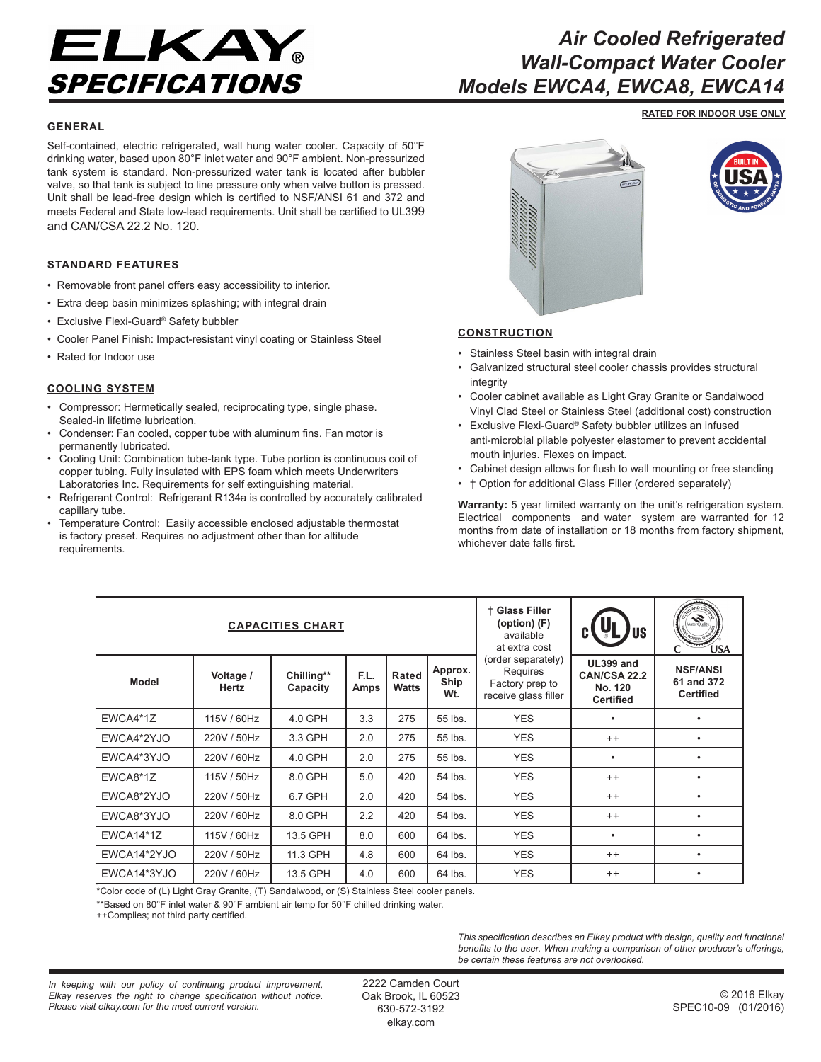# ELKAY® SPECIFICATIONS

# Air Cooled Refrigerated Wall-Compact Water Cooler Models EWCA4, EWCA8, EWCA14

**RATED FOR INDOOR USE ONLY**

## GENERAL

Self-contained, electric refrigerated, wall hung water cooler. Capacity of 50°F drinking water, based upon 80°F inlet water and 90°F ambient. Non-pressurized tank system is standard. Non-pressurized water tank is located after bubbler valve, so that tank is subject to line pressure only when valve button is pressed. Unit shall be lead-free design which is certified to NSF/ANSI 61 and 372 and meets Federal and State low-lead requirements. Unit shall be certified to UL399 and CAN/CSA 22.2 No. 120.

## STANDARD FEATURES

- Removable front panel offers easy accessibility to interior.
- Extra deep basin minimizes splashing; with integral drain
- Exclusive Flexi-Guard® Safety bubbler
- Cooler Panel Finish: Impact-resistant vinyl coating or Stainless Steel
- Rated for Indoor use

## COOLING SYSTEM

- Compressor: Hermetically sealed, reciprocating type, single phase. Sealed-in lifetime lubrication.
- Condenser: Fan cooled, copper tube with aluminum fins. Fan motor is permanently lubricated.
- Cooling Unit: Combination tube-tank type. Tube portion is continuous coil of copper tubing. Fully insulated with EPS foam which meets Underwriters Laboratories Inc. Requirements for self extinguishing material.
- Refrigerant Control: Refrigerant R134a is controlled by accurately calibrated capillary tube.
- Temperature Control: Easily accessible enclosed adjustable thermostat is factory preset. Requires no adjustment other than for altitude requirements.

BUILT IN USA OF DOMESTIC AND FOREIGN PARTS

## CONSTRUCTION

- Stainless Steel basin with integral drain
- Galvanized structural steel cooler chassis provides structural integrity
- Cooler cabinet available as Light Gray Granite or Sandalwood Vinyl Clad Steel or Stainless Steel (additional cost) construction
- Exclusive Flexi-Guard® Safety bubbler utilizes an infused anti-microbial pliable polyester elastomer to prevent accidental mouth injuries. Flexes on impact.
- Cabinet design allows for flush to wall mounting or free standing
- † Option for additional Glass Filler (ordered separately)

**Warranty:** 5 year limited warranty on the unit's refrigeration system. Electrical components and water system are warranted for 12 months from date of installation or 18 months from factory shipment, whichever date falls first.

| CAPACITIES CHART | | | | | | † Glass Filler (option) (F) available at extra cost (order separately) Requires Factory prep to receive glass filler | c UL us | WaterQuality C USA |
|---|---|---|---|---|---|---|---|---|
| **Model** | **Voltage / Hertz** | **Chilling\*\* Capacity** | **F.L. Amps** | **Rated Watts** | **Approx. Ship Wt.** | | **UL399 and CAN/CSA 22.2 No. 120 Certified** | **NSF/ANSI 61 and 372 Certified** |
| EWCA4*1Z | 115V / 60Hz | 4.0 GPH | 3.3 | 275 | 55 lbs. | YES | • | • |
| EWCA4*2YJO | 220V / 50Hz | 3.3 GPH | 2.0 | 275 | 55 lbs. | YES | ++ | • |
| EWCA4*3YJO | 220V / 60Hz | 4.0 GPH | 2.0 | 275 | 55 lbs. | YES | • | • |
| EWCA8*1Z | 115V / 50Hz | 8.0 GPH | 5.0 | 420 | 54 lbs. | YES | ++ | • |
| EWCA8*2YJO | 220V / 50Hz | 6.7 GPH | 2.0 | 420 | 54 lbs. | YES | ++ | • |
| EWCA8*3YJO | 220V / 60Hz | 8.0 GPH | 2.2 | 420 | 54 lbs. | YES | ++ | • |
| EWCA14*1Z | 115V / 60Hz | 13.5 GPH | 8.0 | 600 | 64 lbs. | YES | • | • |
| EWCA14*2YJO | 220V / 50Hz | 11.3 GPH | 4.8 | 600 | 64 lbs. | YES | ++ | • |
| EWCA14*3YJO | 220V / 60Hz | 13.5 GPH | 4.0 | 600 | 64 lbs. | YES | ++ | • |

*Color code of (L) Light Gray Granite, (T) Sandalwood, or (S) Stainless Steel cooler panels.

**Based on 80°F inlet water & 90°F ambient air temp for 50°F chilled drinking water.

++Complies; not third party certified.

*This specification describes an Elkay product with design, quality and functional benefits to the user. When making a comparison of other producer's offerings, be certain these features are not overlooked.*

*In keeping with our policy of continuing product improvement, Elkay reserves the right to change specification without notice. Please visit elkay.com for the most current version.*

2222 Camden Court
Oak Brook, IL 60523
630-572-3192
elkay.com

© 2016 Elkay
SPEC10-09 (01/2016)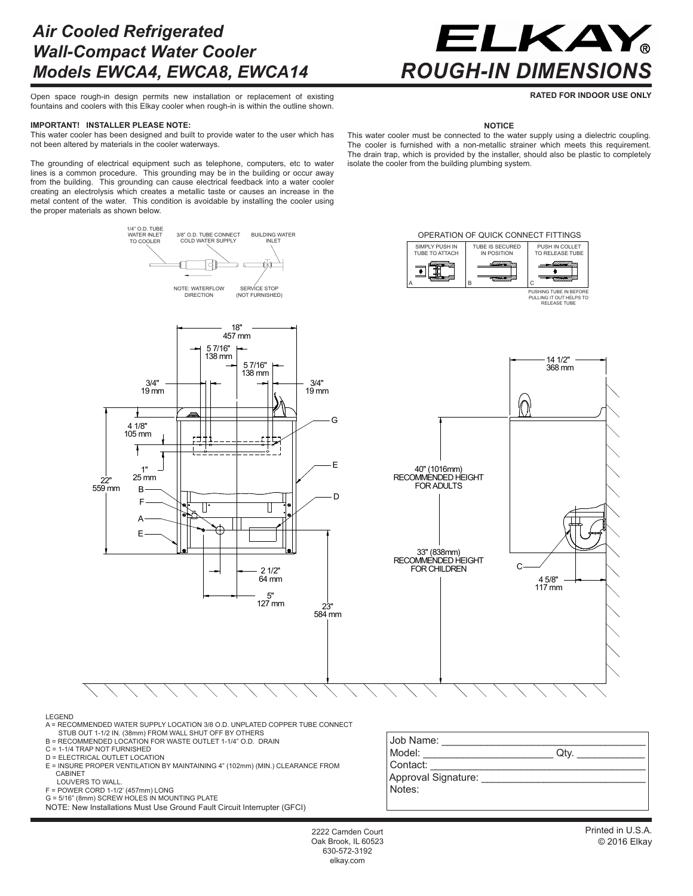# Air Cooled Refrigerated Wall-Compact Water Cooler Models EWCA4, EWCA8, EWCA14

# ELKAY®

## ROUGH-IN DIMENSIONS

Open space rough-in design permits new installation or replacement of existing fountains and coolers with this Elkay cooler when rough-in is within the outline shown.

**RATED FOR INDOOR USE ONLY**

**IMPORTANT! INSTALLER PLEASE NOTE:**

This water cooler has been designed and built to provide water to the user which has not been altered by materials in the cooler waterways.

The grounding of electrical equipment such as telephone, computers, etc to water lines is a common procedure. This grounding may be in the building or occur away from the building. This grounding can cause electrical feedback into a water cooler creating an electrolysis which creates a metallic taste or causes an increase in the metal content of the water. This condition is avoidable by installing the cooler using the proper materials as shown below.

**NOTICE**

This water cooler must be connected to the water supply using a dielectric coupling. The cooler is furnished with a non-metallic strainer which meets this requirement. The drain trap, which is provided by the installer, should also be plastic to completely isolate the cooler from the building plumbing system.

1/4" O.D. TUBE WATER INLET TO COOLER
3/8" O.D. TUBE CONNECT COLD WATER SUPPLY
BUILDING WATER INLET
NOTE: WATERFLOW DIRECTION
SERVICE STOP (NOT FURNISHED)

OPERATION OF QUICK CONNECT FITTINGS
A SIMPLY PUSH IN TUBE TO ATTACH
B TUBE IS SECURED IN POSITION
C PUSH IN COLLET TO RELEASE TUBE
PUSHING TUBE IN BEFORE PULLING IT OUT HELPS TO RELEASE TUBE

18" 457 mm
5 7/16" 138 mm
5 7/16" 138 mm
3/4" 19 mm
3/4" 19 mm
4 1/8" 105 mm
1" 25 mm
22" 559 mm
2 1/2" 64 mm
5" 127 mm
23" 584 mm
14 1/2" 368 mm
40" (1016mm) RECOMMENDED HEIGHT FOR ADULTS
33" (838mm) RECOMMENDED HEIGHT FOR CHILDREN
4 5/8" 117 mm

LEGEND
- A = RECOMMENDED WATER SUPPLY LOCATION 3/8 O.D. UNPLATED COPPER TUBE CONNECT STUB OUT 1-1/2 IN. (38mm) FROM WALL SHUT OFF BY OTHERS
- B = RECOMMENDED LOCATION FOR WASTE OUTLET 1-1/4" O.D. DRAIN
- C = 1-1/4 TRAP NOT FURNISHED
- D = ELECTRICAL OUTLET LOCATION
- E = INSURE PROPER VENTILATION BY MAINTAINING 4" (102mm) (MIN.) CLEARANCE FROM CABINET LOUVERS TO WALL.
- F = POWER CORD 1-1/2' (457mm) LONG
- G = 5/16" (8mm) SCREW HOLES IN MOUNTING PLATE

NOTE: New Installations Must Use Ground Fault Circuit Interrupter (GFCI)

Job Name: ______________________
Model: ______________ Qty. ________
Contact: ______________________
Approval Signature: ______________________
Notes:

2222 Camden Court
Oak Brook, IL 60523
630-572-3192
elkay.com

Printed in U.S.A.
© 2016 Elkay